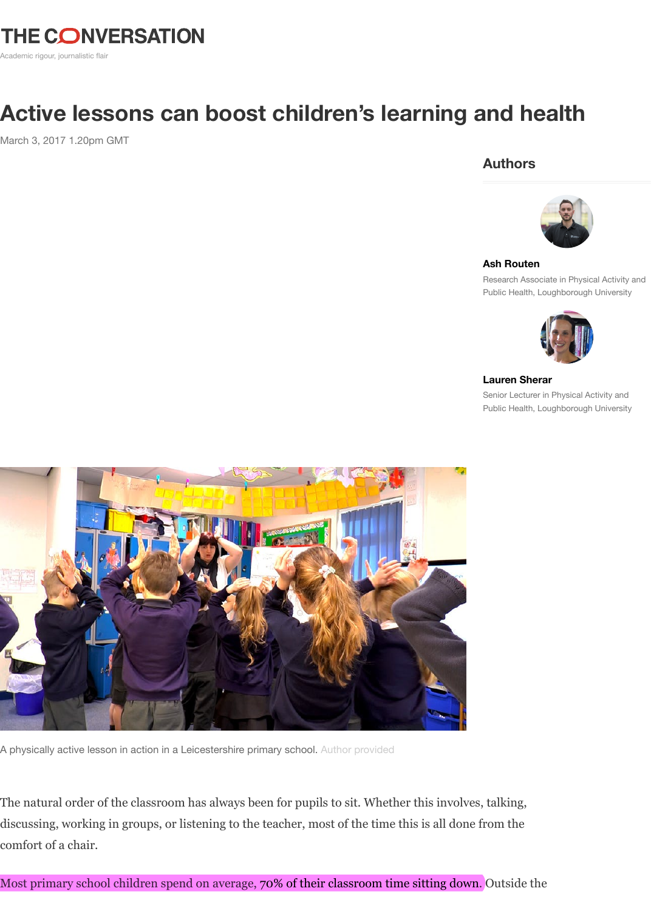THE CONVERSATION

Academic rigour, journalistic flair

# Active lessons can boost children's learning and health

March 3, 2017 1.20pm GMT

## Authors

**Ash Routen**

Research Associate in Physical Activity and Public Health, Loughborough University

**Lauren Sherar**

Senior Lecturer in Physical Activity and Public Health, Loughborough University

A physically active lesson in action in a Leicestershire primary school. Author provided

The natural order of the classroom has always been for pupils to sit. Whether this involves, talking, discussing, working in groups, or listening to the teacher, most of the time this is all done from the comfort of a chair.

Most primary school children spend on average, 70% of their classroom time sitting down. Outside the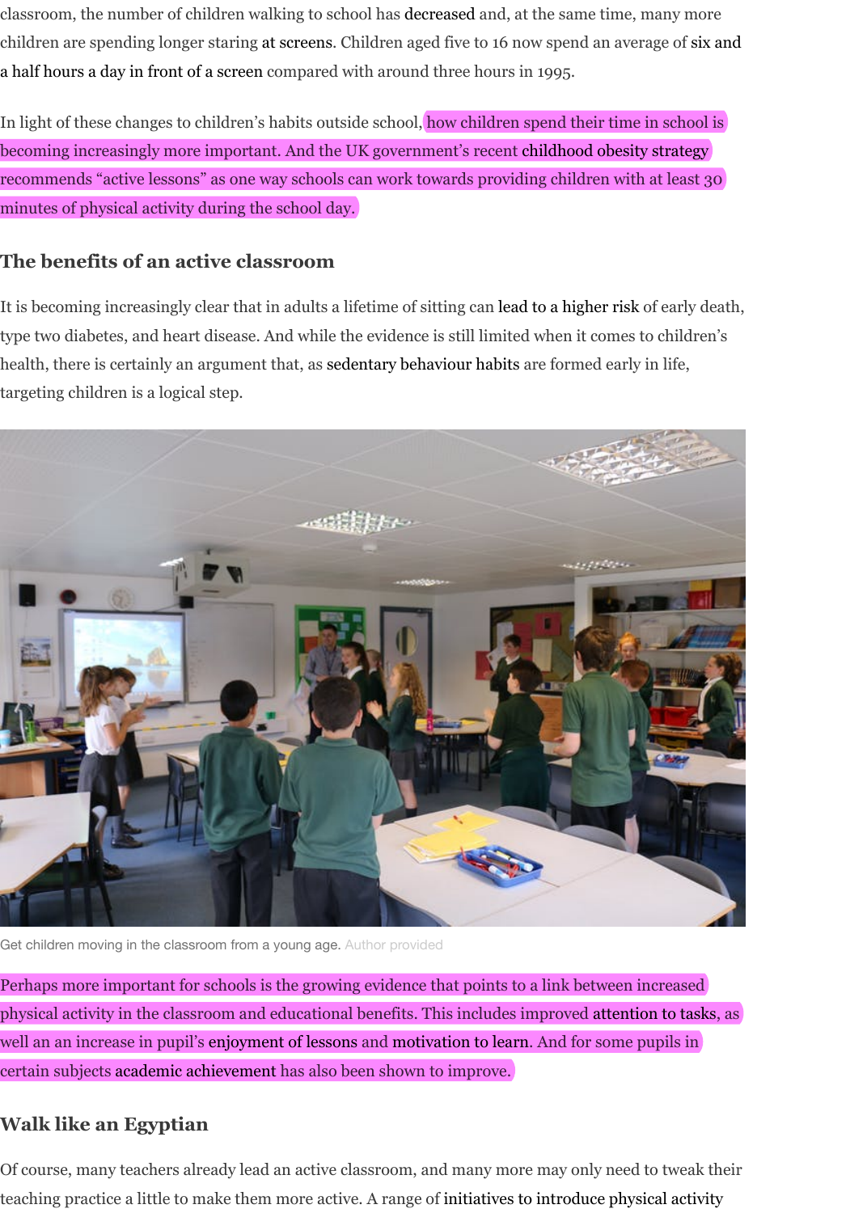classroom, the number of children walking to school has decreased and, at the same time, many more children are spending longer staring at screens. Children aged five to 16 now spend an average of six and a half hours a day in front of a screen compared with around three hours in 1995.

In light of these changes to children's habits outside school, how children spend their time in school is becoming increasingly more important. And the UK government's recent childhood obesity strategy recommends "active lessons" as one way schools can work towards providing children with at least 30 minutes of physical activity during the school day.

## The benefits of an active classroom

It is becoming increasingly clear that in adults a lifetime of sitting can lead to a higher risk of early death, type two diabetes, and heart disease. And while the evidence is still limited when it comes to children's health, there is certainly an argument that, as sedentary behaviour habits are formed early in life, targeting children is a logical step.

Get children moving in the classroom from a young age. Author provided

Perhaps more important for schools is the growing evidence that points to a link between increased physical activity in the classroom and educational benefits. This includes improved attention to tasks, as well an an increase in pupil's enjoyment of lessons and motivation to learn. And for some pupils in certain subjects academic achievement has also been shown to improve.

## Walk like an Egyptian

Of course, many teachers already lead an active classroom, and many more may only need to tweak their teaching practice a little to make them more active. A range of initiatives to introduce physical activity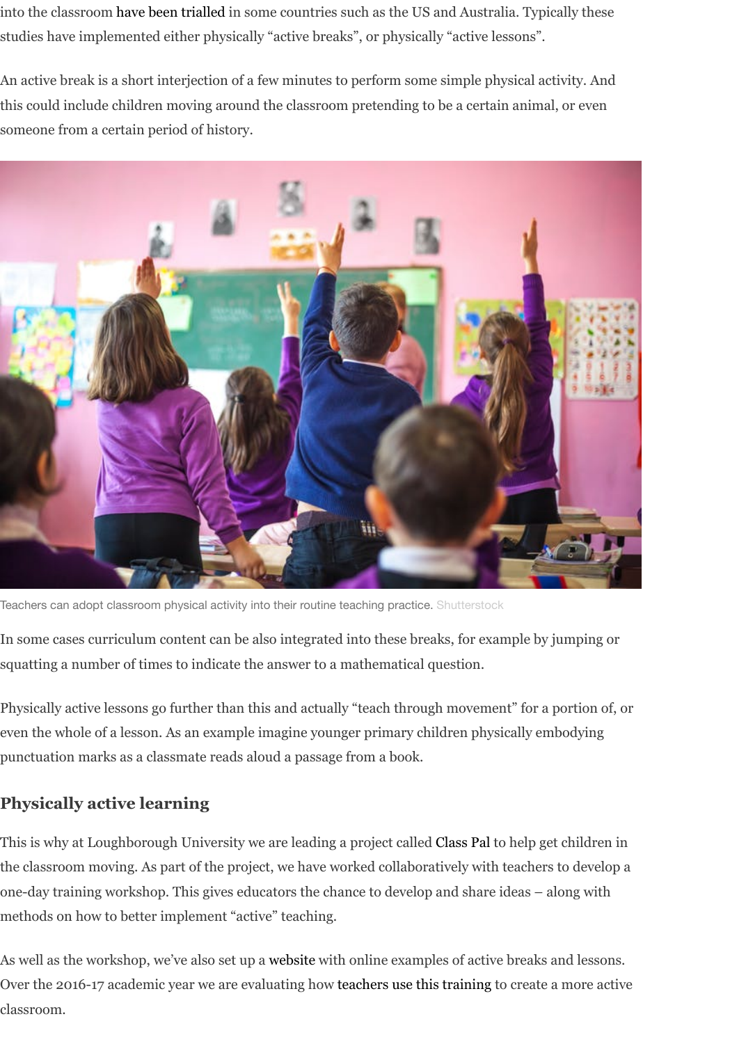into the classroom have been trialled in some countries such as the US and Australia. Typically these studies have implemented either physically "active breaks", or physically "active lessons".

An active break is a short interjection of a few minutes to perform some simple physical activity. And this could include children moving around the classroom pretending to be a certain animal, or even someone from a certain period of history.

Teachers can adopt classroom physical activity into their routine teaching practice. Shutterstock

In some cases curriculum content can be also integrated into these breaks, for example by jumping or squatting a number of times to indicate the answer to a mathematical question.

Physically active lessons go further than this and actually "teach through movement" for a portion of, or even the whole of a lesson. As an example imagine younger primary children physically embodying punctuation marks as a classmate reads aloud a passage from a book.

## Physically active learning

This is why at Loughborough University we are leading a project called Class Pal to help get children in the classroom moving. As part of the project, we have worked collaboratively with teachers to develop a one-day training workshop. This gives educators the chance to develop and share ideas – along with methods on how to better implement "active" teaching.

As well as the workshop, we've also set up a website with online examples of active breaks and lessons. Over the 2016-17 academic year we are evaluating how teachers use this training to create a more active classroom.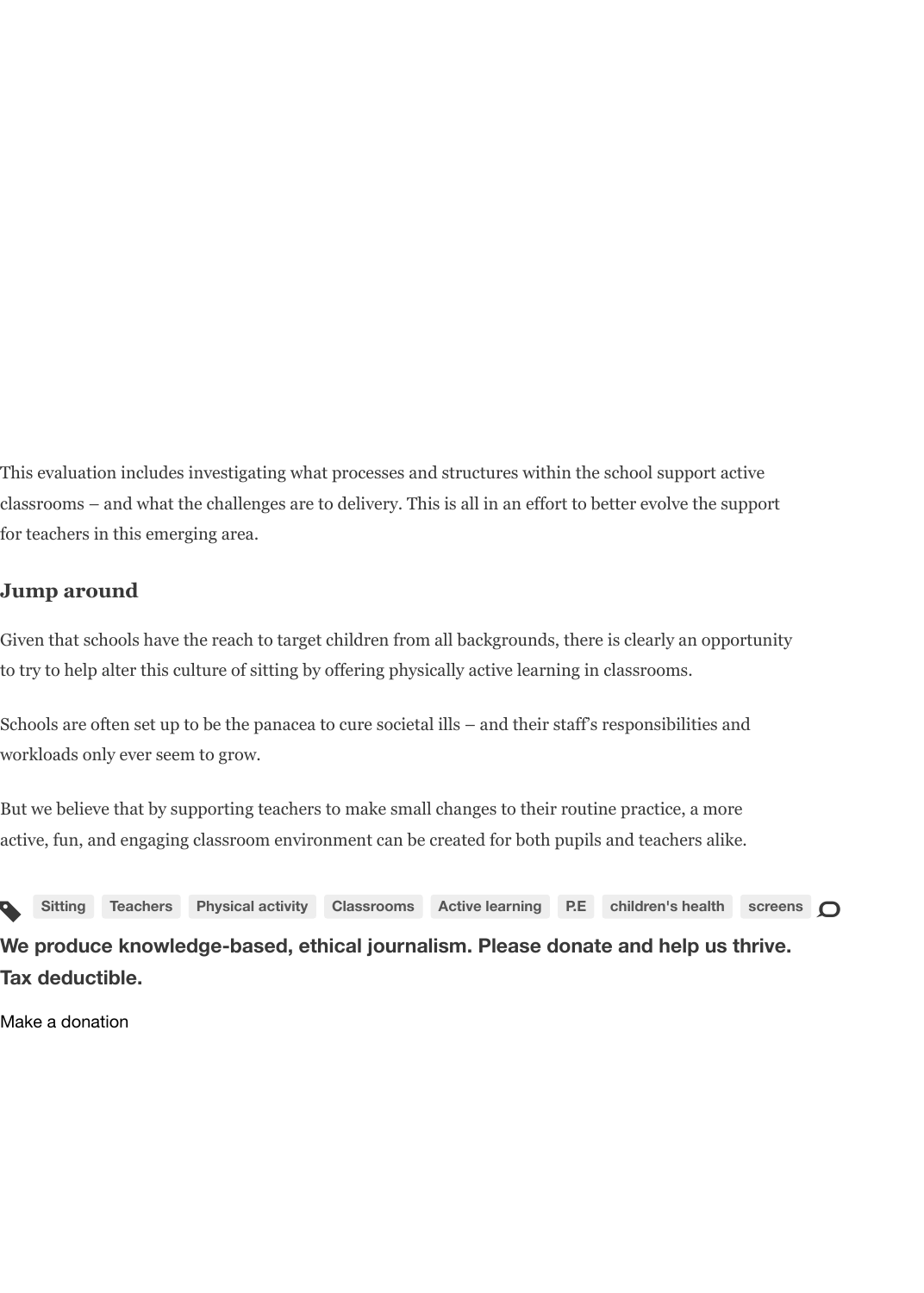This evaluation includes investigating what processes and structures within the school support active classrooms – and what the challenges are to delivery. This is all in an effort to better evolve the support for teachers in this emerging area.

## Jump around

Given that schools have the reach to target children from all backgrounds, there is clearly an opportunity to try to help alter this culture of sitting by offering physically active learning in classrooms.

Schools are often set up to be the panacea to cure societal ills – and their staff's responsibilities and workloads only ever seem to grow.

But we believe that by supporting teachers to make small changes to their routine practice, a more active, fun, and engaging classroom environment can be created for both pupils and teachers alike.

Sitting · Teachers · Physical activity · Classrooms · Active learning · P.E · children's health · screens

**We produce knowledge-based, ethical journalism. Please donate and help us thrive. Tax deductible.**

Make a donation